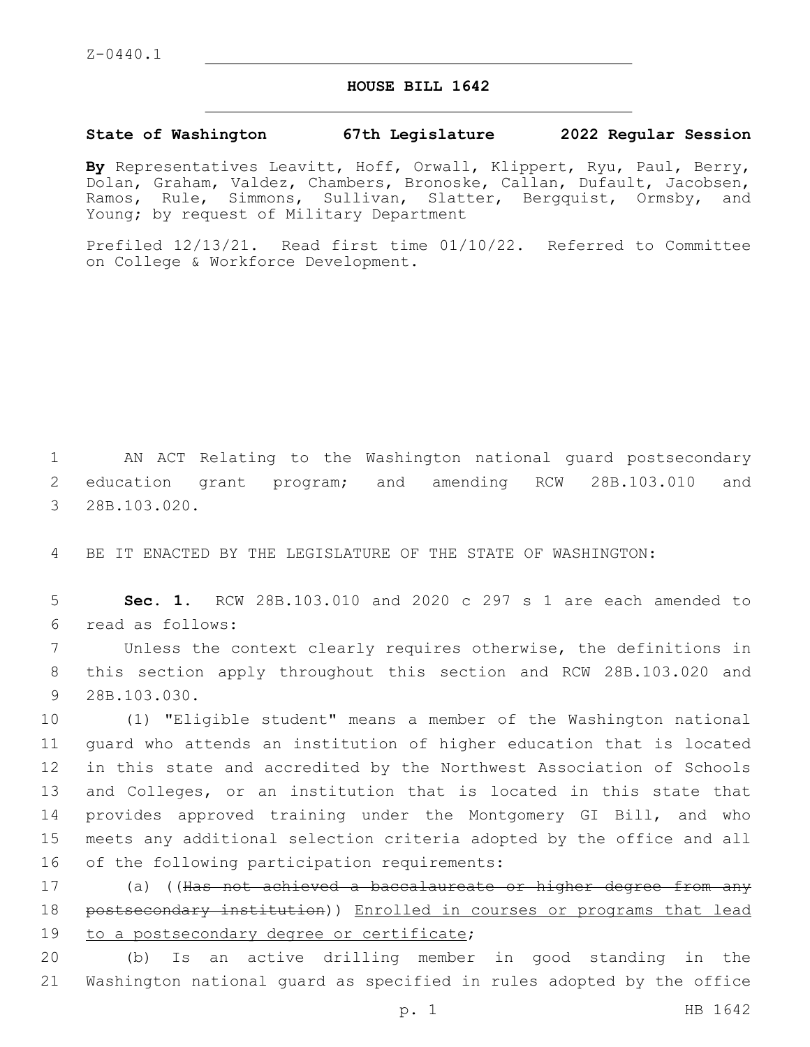Z-0440.1

# HOUSE BILL 1642

**State of Washington 67th Legislature 2022 Regular Session**

**By** Representatives Leavitt, Hoff, Orwall, Klippert, Ryu, Paul, Berry, Dolan, Graham, Valdez, Chambers, Bronoske, Callan, Dufault, Jacobsen, Ramos, Rule, Simmons, Sullivan, Slatter, Bergquist, Ormsby, and Young; by request of Military Department

Prefiled 12/13/21. Read first time 01/10/22. Referred to Committee on College & Workforce Development.

1 AN ACT Relating to the Washington national guard postsecondary
2 education grant program; and amending RCW 28B.103.010 and
3 28B.103.020.

4 BE IT ENACTED BY THE LEGISLATURE OF THE STATE OF WASHINGTON:

5 **Sec. 1.** RCW 28B.103.010 and 2020 c 297 s 1 are each amended to
6 read as follows:

7 Unless the context clearly requires otherwise, the definitions in
8 this section apply throughout this section and RCW 28B.103.020 and
9 28B.103.030.

10 (1) "Eligible student" means a member of the Washington national
11 guard who attends an institution of higher education that is located
12 in this state and accredited by the Northwest Association of Schools
13 and Colleges, or an institution that is located in this state that
14 provides approved training under the Montgomery GI Bill, and who
15 meets any additional selection criteria adopted by the office and all
16 of the following participation requirements:

17 (a) ((~~Has not achieved a baccalaureate or higher degree from any~~
18 ~~postsecondary institution~~)) Enrolled in courses or programs that lead
19 to a postsecondary degree or certificate;

20 (b) Is an active drilling member in good standing in the
21 Washington national guard as specified in rules adopted by the office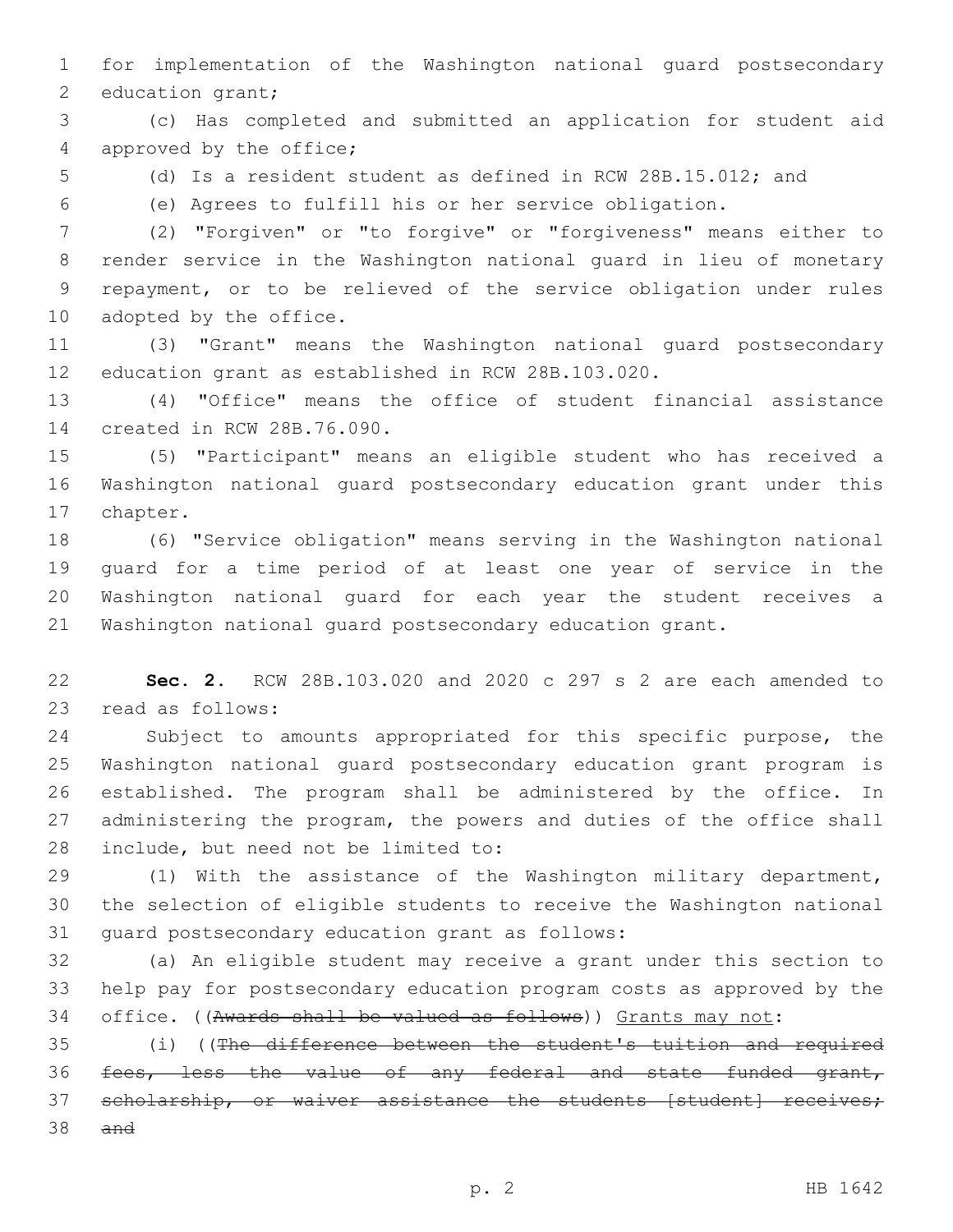for implementation of the Washington national guard postsecondary education grant;

(c) Has completed and submitted an application for student aid approved by the office;

(d) Is a resident student as defined in RCW 28B.15.012; and

(e) Agrees to fulfill his or her service obligation.

(2) "Forgiven" or "to forgive" or "forgiveness" means either to render service in the Washington national guard in lieu of monetary repayment, or to be relieved of the service obligation under rules adopted by the office.

(3) "Grant" means the Washington national guard postsecondary education grant as established in RCW 28B.103.020.

(4) "Office" means the office of student financial assistance created in RCW 28B.76.090.

(5) "Participant" means an eligible student who has received a Washington national guard postsecondary education grant under this chapter.

(6) "Service obligation" means serving in the Washington national guard for a time period of at least one year of service in the Washington national guard for each year the student receives a Washington national guard postsecondary education grant.

**Sec. 2.** RCW 28B.103.020 and 2020 c 297 s 2 are each amended to read as follows:

Subject to amounts appropriated for this specific purpose, the Washington national guard postsecondary education grant program is established. The program shall be administered by the office. In administering the program, the powers and duties of the office shall include, but need not be limited to:

(1) With the assistance of the Washington military department, the selection of eligible students to receive the Washington national guard postsecondary education grant as follows:

(a) An eligible student may receive a grant under this section to help pay for postsecondary education program costs as approved by the office. ((~~Awards shall be valued as follows~~)) <u>Grants may not</u>:

(i) ((~~The difference between the student's tuition and required fees, less the value of any federal and state funded grant, scholarship, or waiver assistance the students [student] receives; and~~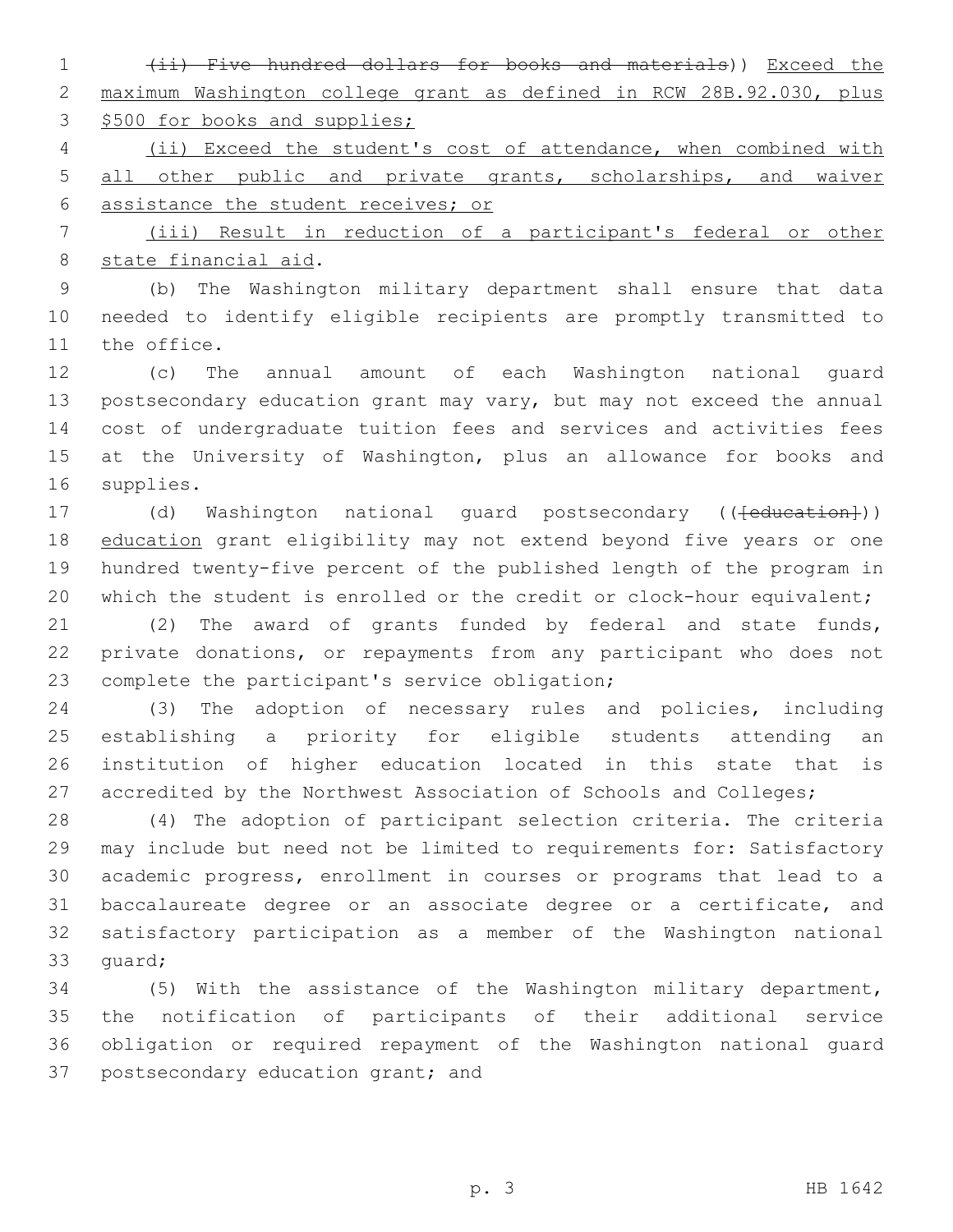~~(ii) Five hundred dollars for books and materials~~)) Exceed the maximum Washington college grant as defined in RCW 28B.92.030, plus $500 for books and supplies;

(ii) Exceed the student's cost of attendance, when combined with all other public and private grants, scholarships, and waiver assistance the student receives; or

(iii) Result in reduction of a participant's federal or other state financial aid.

(b) The Washington military department shall ensure that data needed to identify eligible recipients are promptly transmitted to the office.

(c) The annual amount of each Washington national guard postsecondary education grant may vary, but may not exceed the annual cost of undergraduate tuition fees and services and activities fees at the University of Washington, plus an allowance for books and supplies.

(d) Washington national guard postsecondary ((~~[education]~~)) education grant eligibility may not extend beyond five years or one hundred twenty-five percent of the published length of the program in which the student is enrolled or the credit or clock-hour equivalent;

(2) The award of grants funded by federal and state funds, private donations, or repayments from any participant who does not complete the participant's service obligation;

(3) The adoption of necessary rules and policies, including establishing a priority for eligible students attending an institution of higher education located in this state that is accredited by the Northwest Association of Schools and Colleges;

(4) The adoption of participant selection criteria. The criteria may include but need not be limited to requirements for: Satisfactory academic progress, enrollment in courses or programs that lead to a baccalaureate degree or an associate degree or a certificate, and satisfactory participation as a member of the Washington national guard;

(5) With the assistance of the Washington military department, the notification of participants of their additional service obligation or required repayment of the Washington national guard postsecondary education grant; and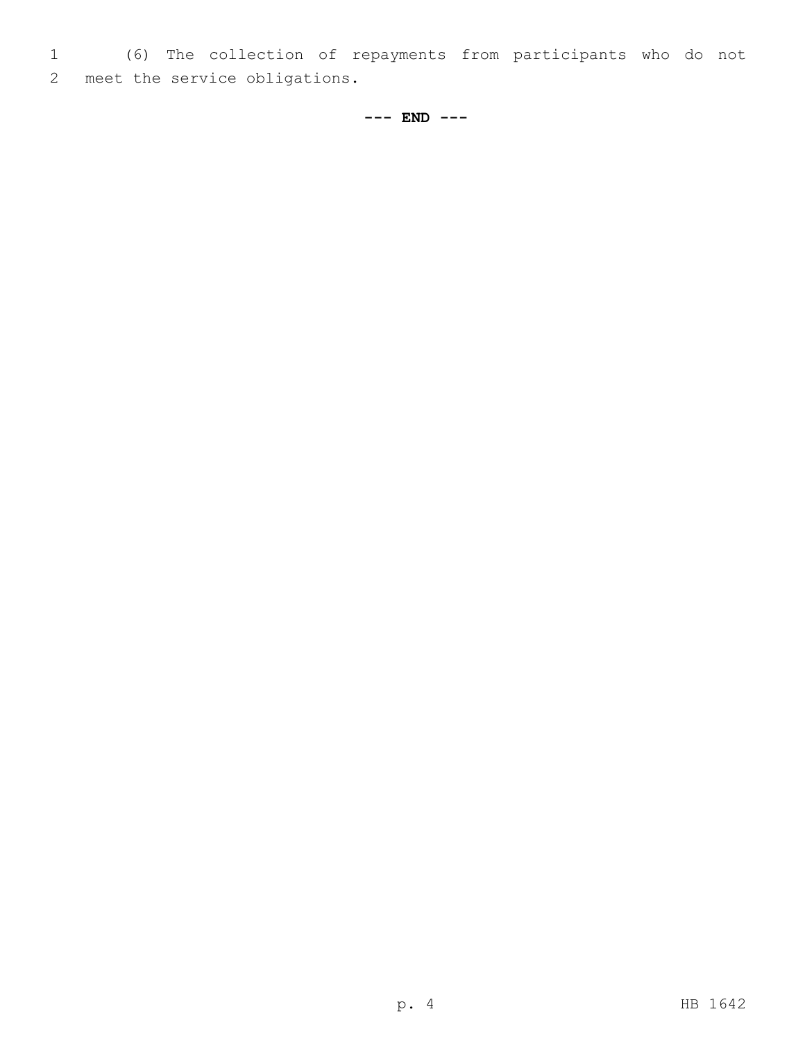(6) The collection of repayments from participants who do not meet the service obligations.

**--- END ---**